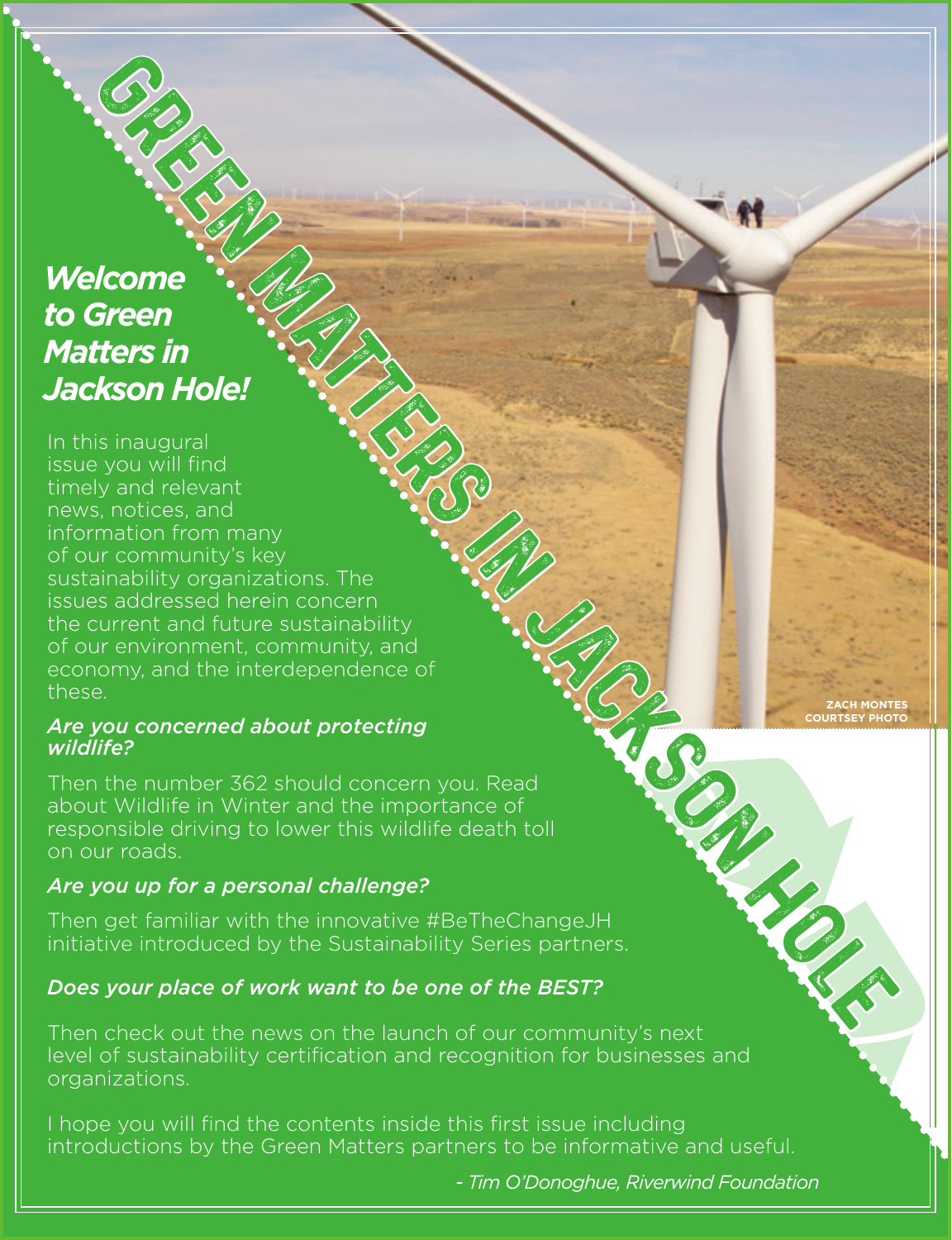# GREEN MATTERS IN JACKSON HOLE

ZACH MONTES
COURTSEY PHOTO

## *Welcome to Green Matters in Jackson Hole!*

In this inaugural issue you will find timely and relevant news, notices, and information from many of our community's key sustainability organizations. The issues addressed herein concern the current and future sustainability of our environment, community, and economy, and the interdependence of these.

### *Are you concerned about protecting wildlife?*

Then the number 362 should concern you. Read about Wildlife in Winter and the importance of responsible driving to lower this wildlife death toll on our roads.

### *Are you up for a personal challenge?*

Then get familiar with the innovative #BeTheChangeJH initiative introduced by the Sustainability Series partners.

### *Does your place of work want to be one of the BEST?*

Then check out the news on the launch of our community's next level of sustainability certification and recognition for businesses and organizations.

I hope you will find the contents inside this first issue including introductions by the Green Matters partners to be informative and useful.

*- Tim O'Donoghue, Riverwind Foundation*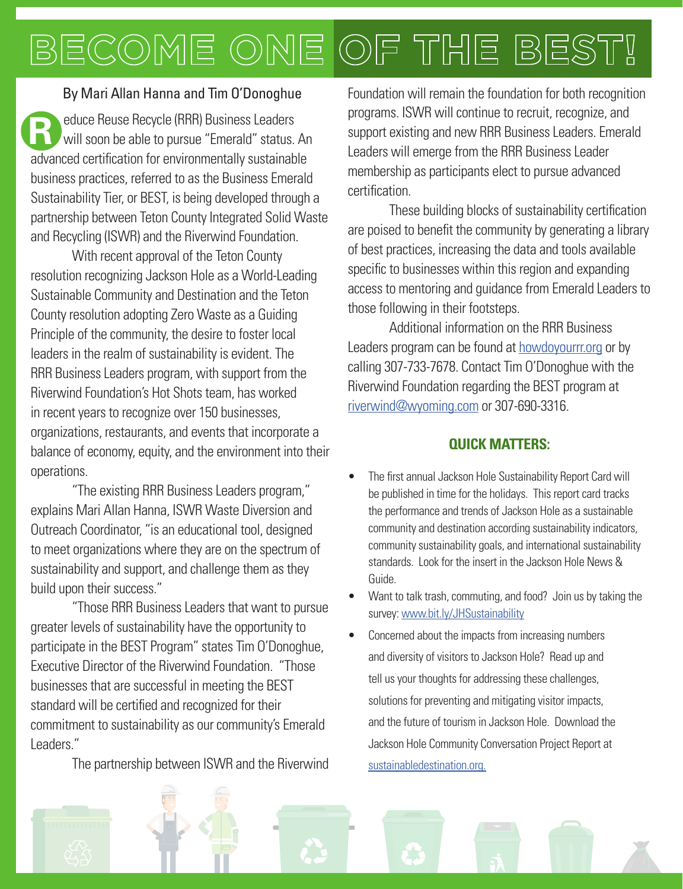# BECOME ONE OF THE BEST!

By Mari Allan Hanna and Tim O'Donoghue

Reduce Reuse Recycle (RRR) Business Leaders will soon be able to pursue "Emerald" status. An advanced certification for environmentally sustainable business practices, referred to as the Business Emerald Sustainability Tier, or BEST, is being developed through a partnership between Teton County Integrated Solid Waste and Recycling (ISWR) and the Riverwind Foundation.

With recent approval of the Teton County resolution recognizing Jackson Hole as a World-Leading Sustainable Community and Destination and the Teton County resolution adopting Zero Waste as a Guiding Principle of the community, the desire to foster local leaders in the realm of sustainability is evident. The RRR Business Leaders program, with support from the Riverwind Foundation's Hot Shots team, has worked in recent years to recognize over 150 businesses, organizations, restaurants, and events that incorporate a balance of economy, equity, and the environment into their operations.

"The existing RRR Business Leaders program," explains Mari Allan Hanna, ISWR Waste Diversion and Outreach Coordinator, "is an educational tool, designed to meet organizations where they are on the spectrum of sustainability and support, and challenge them as they build upon their success."

"Those RRR Business Leaders that want to pursue greater levels of sustainability have the opportunity to participate in the BEST Program" states Tim O'Donoghue, Executive Director of the Riverwind Foundation. "Those businesses that are successful in meeting the BEST standard will be certified and recognized for their commitment to sustainability as our community's Emerald Leaders."

The partnership between ISWR and the Riverwind Foundation will remain the foundation for both recognition programs. ISWR will continue to recruit, recognize, and support existing and new RRR Business Leaders. Emerald Leaders will emerge from the RRR Business Leader membership as participants elect to pursue advanced certification.

These building blocks of sustainability certification are poised to benefit the community by generating a library of best practices, increasing the data and tools available specific to businesses within this region and expanding access to mentoring and guidance from Emerald Leaders to those following in their footsteps.

Additional information on the RRR Business Leaders program can be found at howdoyourrr.org or by calling 307-733-7678. Contact Tim O'Donoghue with the Riverwind Foundation regarding the BEST program at riverwind@wyoming.com or 307-690-3316.

### QUICK MATTERS:

- The first annual Jackson Hole Sustainability Report Card will be published in time for the holidays. This report card tracks the performance and trends of Jackson Hole as a sustainable community and destination according sustainability indicators, community sustainability goals, and international sustainability standards. Look for the insert in the Jackson Hole News & Guide.
- Want to talk trash, commuting, and food? Join us by taking the survey: www.bit.ly/JHSustainability
- Concerned about the impacts from increasing numbers and diversity of visitors to Jackson Hole? Read up and tell us your thoughts for addressing these challenges, solutions for preventing and mitigating visitor impacts, and the future of tourism in Jackson Hole. Download the Jackson Hole Community Conversation Project Report at sustainabledestination.org.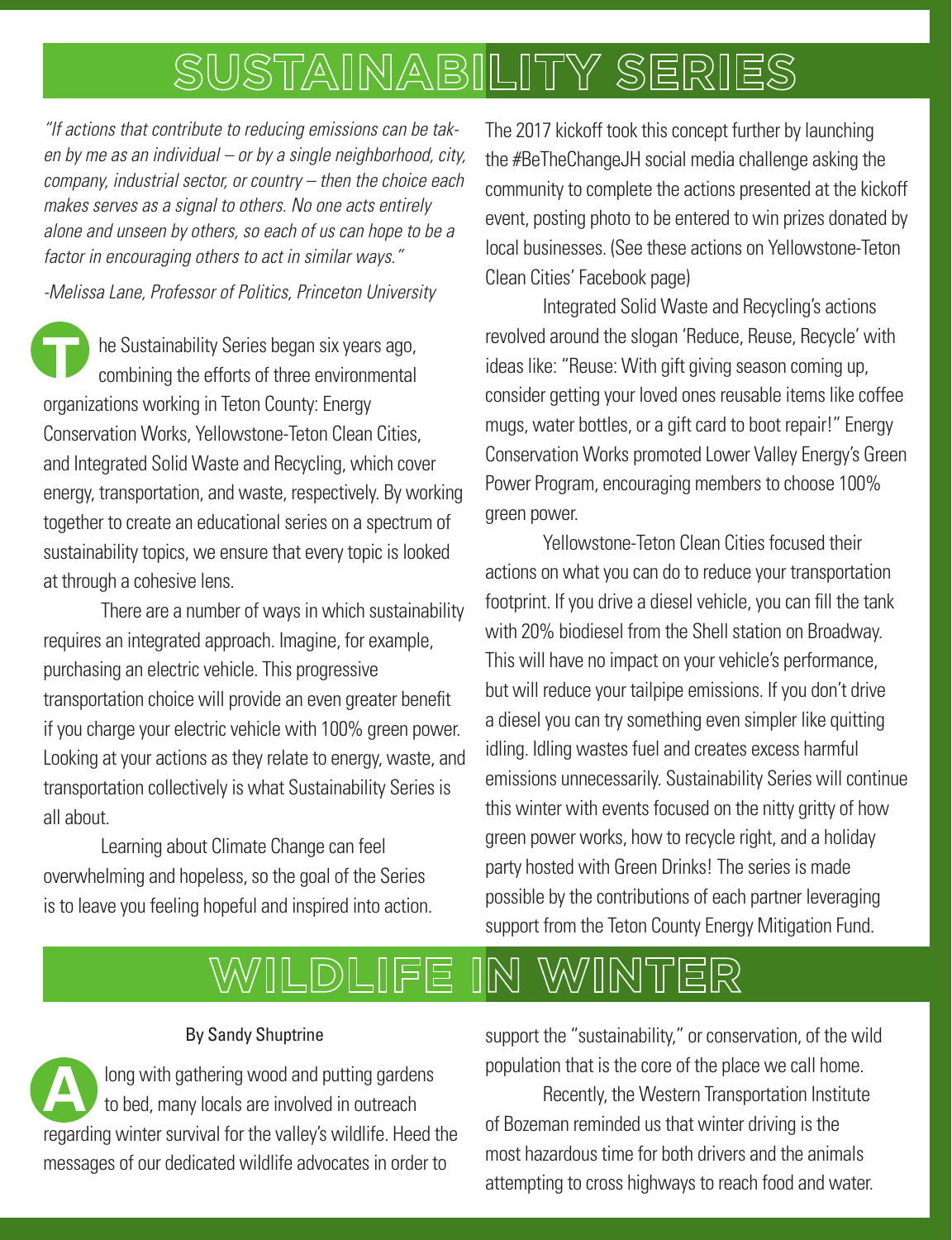# SUSTAINABILITY SERIES

*"If actions that contribute to reducing emissions can be taken by me as an individual – or by a single neighborhood, city, company, industrial sector, or country – then the choice each makes serves as a signal to others. No one acts entirely alone and unseen by others, so each of us can hope to be a factor in encouraging others to act in similar ways."*

*-Melissa Lane, Professor of Politics, Princeton University*

The Sustainability Series began six years ago, combining the efforts of three environmental organizations working in Teton County: Energy Conservation Works, Yellowstone-Teton Clean Cities, and Integrated Solid Waste and Recycling, which cover energy, transportation, and waste, respectively. By working together to create an educational series on a spectrum of sustainability topics, we ensure that every topic is looked at through a cohesive lens.

There are a number of ways in which sustainability requires an integrated approach. Imagine, for example, purchasing an electric vehicle. This progressive transportation choice will provide an even greater benefit if you charge your electric vehicle with 100% green power. Looking at your actions as they relate to energy, waste, and transportation collectively is what Sustainability Series is all about.

Learning about Climate Change can feel overwhelming and hopeless, so the goal of the Series is to leave you feeling hopeful and inspired into action. The 2017 kickoff took this concept further by launching the #BeTheChangeJH social media challenge asking the community to complete the actions presented at the kickoff event, posting photo to be entered to win prizes donated by local businesses. (See these actions on Yellowstone-Teton Clean Cities' Facebook page)

Integrated Solid Waste and Recycling's actions revolved around the slogan 'Reduce, Reuse, Recycle' with ideas like: "Reuse: With gift giving season coming up, consider getting your loved ones reusable items like coffee mugs, water bottles, or a gift card to boot repair!" Energy Conservation Works promoted Lower Valley Energy's Green Power Program, encouraging members to choose 100% green power.

Yellowstone-Teton Clean Cities focused their actions on what you can do to reduce your transportation footprint. If you drive a diesel vehicle, you can fill the tank with 20% biodiesel from the Shell station on Broadway. This will have no impact on your vehicle's performance, but will reduce your tailpipe emissions. If you don't drive a diesel you can try something even simpler like quitting idling. Idling wastes fuel and creates excess harmful emissions unnecessarily. Sustainability Series will continue this winter with events focused on the nitty gritty of how green power works, how to recycle right, and a holiday party hosted with Green Drinks! The series is made possible by the contributions of each partner leveraging support from the Teton County Energy Mitigation Fund.

# WILDLIFE IN WINTER

By Sandy Shuptrine

Along with gathering wood and putting gardens to bed, many locals are involved in outreach regarding winter survival for the valley's wildlife. Heed the messages of our dedicated wildlife advocates in order to support the "sustainability," or conservation, of the wild population that is the core of the place we call home.

Recently, the Western Transportation Institute of Bozeman reminded us that winter driving is the most hazardous time for both drivers and the animals attempting to cross highways to reach food and water.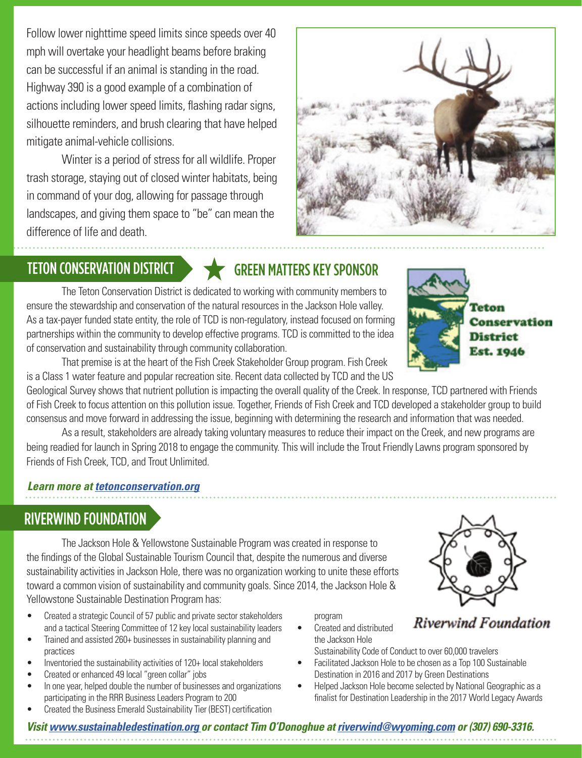Follow lower nighttime speed limits since speeds over 40 mph will overtake your headlight beams before braking can be successful if an animal is standing in the road. Highway 390 is a good example of a combination of actions including lower speed limits, flashing radar signs, silhouette reminders, and brush clearing that have helped mitigate animal-vehicle collisions.

Winter is a period of stress for all wildlife. Proper trash storage, staying out of closed winter habitats, being in command of your dog, allowing for passage through landscapes, and giving them space to "be" can mean the difference of life and death.

## TETON CONSERVATION DISTRICT ★ GREEN MATTERS KEY SPONSOR

Teton Conservation District Est. 1946

The Teton Conservation District is dedicated to working with community members to ensure the stewardship and conservation of the natural resources in the Jackson Hole valley. As a tax-payer funded state entity, the role of TCD is non-regulatory, instead focused on forming partnerships within the community to develop effective programs. TCD is committed to the idea of conservation and sustainability through community collaboration.

That premise is at the heart of the Fish Creek Stakeholder Group program. Fish Creek is a Class 1 water feature and popular recreation site. Recent data collected by TCD and the US Geological Survey shows that nutrient pollution is impacting the overall quality of the Creek. In response, TCD partnered with Friends of Fish Creek to focus attention on this pollution issue. Together, Friends of Fish Creek and TCD developed a stakeholder group to build consensus and move forward in addressing the issue, beginning with determining the research and information that was needed.

As a result, stakeholders are already taking voluntary measures to reduce their impact on the Creek, and new programs are being readied for launch in Spring 2018 to engage the community. This will include the Trout Friendly Lawns program sponsored by Friends of Fish Creek, TCD, and Trout Unlimited.

***Learn more at tetonconservation.org***

## RIVERWIND FOUNDATION

Riverwind Foundation

The Jackson Hole & Yellowstone Sustainable Program was created in response to the findings of the Global Sustainable Tourism Council that, despite the numerous and diverse sustainability activities in Jackson Hole, there was no organization working to unite these efforts toward a common vision of sustainability and community goals. Since 2014, the Jackson Hole & Yellowstone Sustainable Destination Program has:

- Created a strategic Council of 57 public and private sector stakeholders and a tactical Steering Committee of 12 key local sustainability leaders
- Trained and assisted 260+ businesses in sustainability planning and practices
- Inventoried the sustainability activities of 120+ local stakeholders
- Created or enhanced 49 local "green collar" jobs
- In one year, helped double the number of businesses and organizations participating in the RRR Business Leaders Program to 200
- Created the Business Emerald Sustainability Tier (BEST) certification program
- Created and distributed the Jackson Hole Sustainability Code of Conduct to over 60,000 travelers
- Facilitated Jackson Hole to be chosen as a Top 100 Sustainable Destination in 2016 and 2017 by Green Destinations
- Helped Jackson Hole become selected by National Geographic as a finalist for Destination Leadership in the 2017 World Legacy Awards

***Visit www.sustainabledestination.org or contact Tim O'Donoghue at riverwind@wyoming.com or (307) 690-3316.***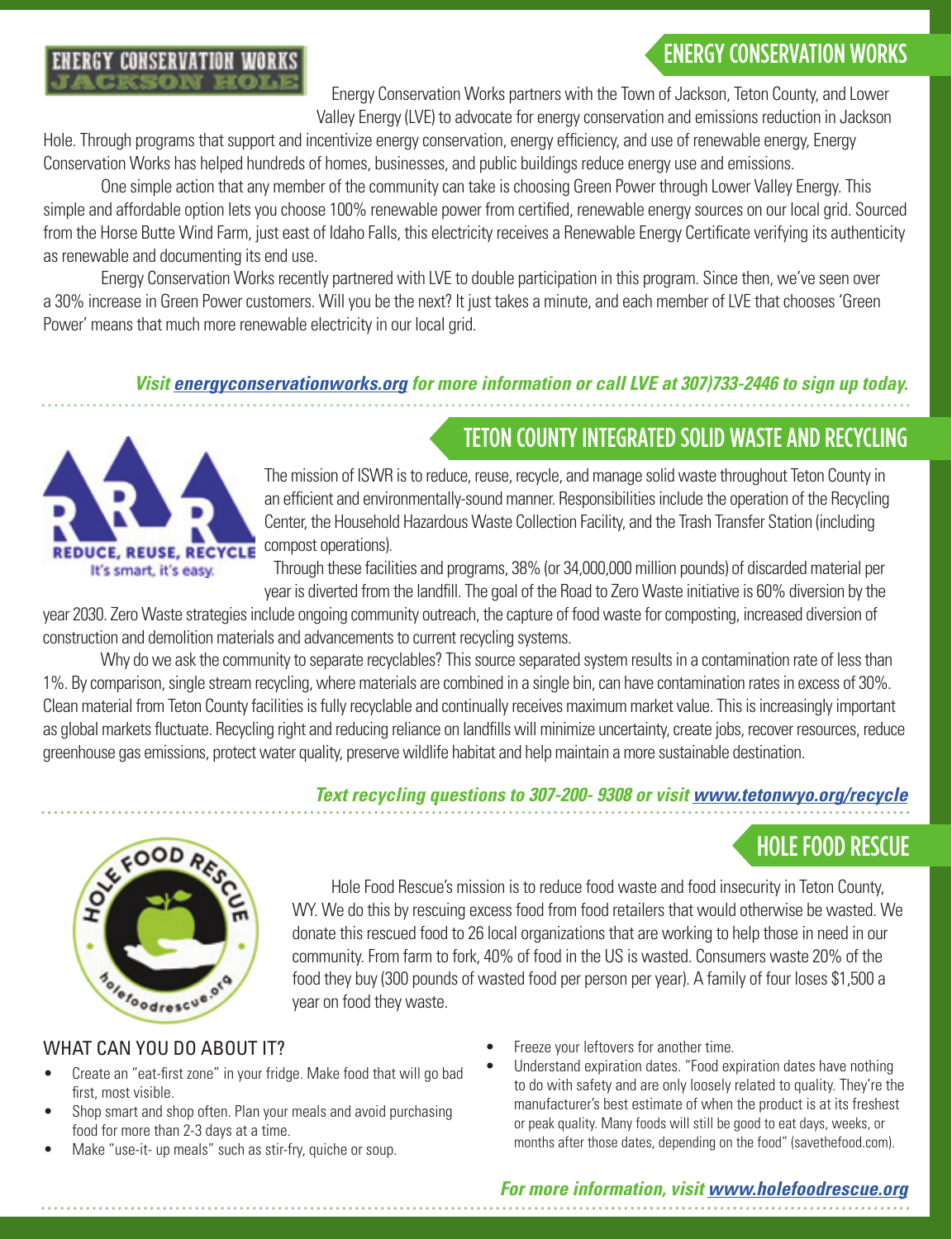## ENERGY CONSERVATION WORKS

Energy Conservation Works partners with the Town of Jackson, Teton County, and Lower Valley Energy (LVE) to advocate for energy conservation and emissions reduction in Jackson Hole. Through programs that support and incentivize energy conservation, energy efficiency, and use of renewable energy, Energy Conservation Works has helped hundreds of homes, businesses, and public buildings reduce energy use and emissions.

One simple action that any member of the community can take is choosing Green Power through Lower Valley Energy. This simple and affordable option lets you choose 100% renewable power from certified, renewable energy sources on our local grid. Sourced from the Horse Butte Wind Farm, just east of Idaho Falls, this electricity receives a Renewable Energy Certificate verifying its authenticity as renewable and documenting its end use.

Energy Conservation Works recently partnered with LVE to double participation in this program. Since then, we've seen over a 30% increase in Green Power customers. Will you be the next? It just takes a minute, and each member of LVE that chooses 'Green Power' means that much more renewable electricity in our local grid.

***Visit energyconservationworks.org for more information or call LVE at 307)733-2446 to sign up today.***

## TETON COUNTY INTEGRATED SOLID WASTE AND RECYCLING

The mission of ISWR is to reduce, reuse, recycle, and manage solid waste throughout Teton County in an efficient and environmentally-sound manner. Responsibilities include the operation of the Recycling Center, the Household Hazardous Waste Collection Facility, and the Trash Transfer Station (including compost operations).

Through these facilities and programs, 38% (or 34,000,000 million pounds) of discarded material per year is diverted from the landfill. The goal of the Road to Zero Waste initiative is 60% diversion by the year 2030. Zero Waste strategies include ongoing community outreach, the capture of food waste for composting, increased diversion of construction and demolition materials and advancements to current recycling systems.

Why do we ask the community to separate recyclables? This source separated system results in a contamination rate of less than 1%. By comparison, single stream recycling, where materials are combined in a single bin, can have contamination rates in excess of 30%. Clean material from Teton County facilities is fully recyclable and continually receives maximum market value. This is increasingly important as global markets fluctuate. Recycling right and reducing reliance on landfills will minimize uncertainty, create jobs, recover resources, reduce greenhouse gas emissions, protect water quality, preserve wildlife habitat and help maintain a more sustainable destination.

***Text recycling questions to 307-200- 9308 or visit www.tetonwyo.org/recycle***

## HOLE FOOD RESCUE

Hole Food Rescue's mission is to reduce food waste and food insecurity in Teton County, WY. We do this by rescuing excess food from food retailers that would otherwise be wasted. We donate this rescued food to 26 local organizations that are working to help those in need in our community. From farm to fork, 40% of food in the US is wasted. Consumers waste 20% of the food they buy (300 pounds of wasted food per person per year). A family of four loses $1,500 a year on food they waste.

### WHAT CAN YOU DO ABOUT IT?

- Create an "eat-first zone" in your fridge. Make food that will go bad first, most visible.
- Shop smart and shop often. Plan your meals and avoid purchasing food for more than 2-3 days at a time.
- Make "use-it- up meals" such as stir-fry, quiche or soup.
- Freeze your leftovers for another time.
- Understand expiration dates. "Food expiration dates have nothing to do with safety and are only loosely related to quality. They're the manufacturer's best estimate of when the product is at its freshest or peak quality. Many foods will still be good to eat days, weeks, or months after those dates, depending on the food" (savethefood.com).

***For more information, visit www.holefoodrescue.org***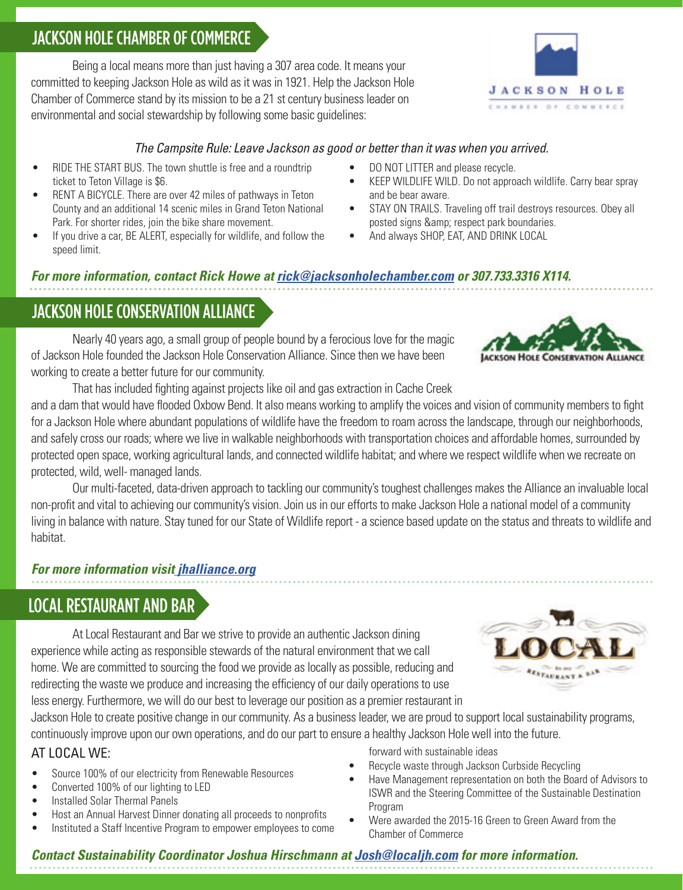## JACKSON HOLE CHAMBER OF COMMERCE

Being a local means more than just having a 307 area code. It means your committed to keeping Jackson Hole as wild as it was in 1921. Help the Jackson Hole Chamber of Commerce stand by its mission to be a 21 st century business leader on environmental and social stewardship by following some basic guidelines:

*The Campsite Rule: Leave Jackson as good or better than it was when you arrived.*

- RIDE THE START BUS. The town shuttle is free and a roundtrip ticket to Teton Village is $6.
- RENT A BICYCLE. There are over 42 miles of pathways in Teton County and an additional 14 scenic miles in Grand Teton National Park. For shorter rides, join the bike share movement.
- If you drive a car, BE ALERT, especially for wildlife, and follow the speed limit.
- DO NOT LITTER and please recycle.
- KEEP WILDLIFE WILD. Do not approach wildlife. Carry bear spray and be bear aware.
- STAY ON TRAILS. Traveling off trail destroys resources. Obey all posted signs &amp; respect park boundaries.
- And always SHOP, EAT, AND DRINK LOCAL

***For more information, contact Rick Howe at rick@jacksonholechamber.com or 307.733.3316 X114.***

## JACKSON HOLE CONSERVATION ALLIANCE

Nearly 40 years ago, a small group of people bound by a ferocious love for the magic of Jackson Hole founded the Jackson Hole Conservation Alliance. Since then we have been working to create a better future for our community.

That has included fighting against projects like oil and gas extraction in Cache Creek and a dam that would have flooded Oxbow Bend. It also means working to amplify the voices and vision of community members to fight for a Jackson Hole where abundant populations of wildlife have the freedom to roam across the landscape, through our neighborhoods, and safely cross our roads; where we live in walkable neighborhoods with transportation choices and affordable homes, surrounded by protected open space, working agricultural lands, and connected wildlife habitat; and where we respect wildlife when we recreate on protected, wild, well- managed lands.

Our multi-faceted, data-driven approach to tackling our community's toughest challenges makes the Alliance an invaluable local non-profit and vital to achieving our community's vision. Join us in our efforts to make Jackson Hole a national model of a community living in balance with nature. Stay tuned for our State of Wildlife report - a science based update on the status and threats to wildlife and habitat.

***For more information visit jhalliance.org***

## LOCAL RESTAURANT AND BAR

At Local Restaurant and Bar we strive to provide an authentic Jackson dining experience while acting as responsible stewards of the natural environment that we call home. We are committed to sourcing the food we provide as locally as possible, reducing and redirecting the waste we produce and increasing the efficiency of our daily operations to use less energy. Furthermore, we will do our best to leverage our position as a premier restaurant in Jackson Hole to create positive change in our community. As a business leader, we are proud to support local sustainability programs, continuously improve upon our own operations, and do our part to ensure a healthy Jackson Hole well into the future.

### AT LOCAL WE:

- Source 100% of our electricity from Renewable Resources
- Converted 100% of our lighting to LED
- Installed Solar Thermal Panels
- Host an Annual Harvest Dinner donating all proceeds to nonprofits
- Instituted a Staff Incentive Program to empower employees to come forward with sustainable ideas
- Recycle waste through Jackson Curbside Recycling
- Have Management representation on both the Board of Advisors to ISWR and the Steering Committee of the Sustainable Destination Program
- Were awarded the 2015-16 Green to Green Award from the Chamber of Commerce

***Contact Sustainability Coordinator Joshua Hirschmann at Josh@localjh.com for more information.***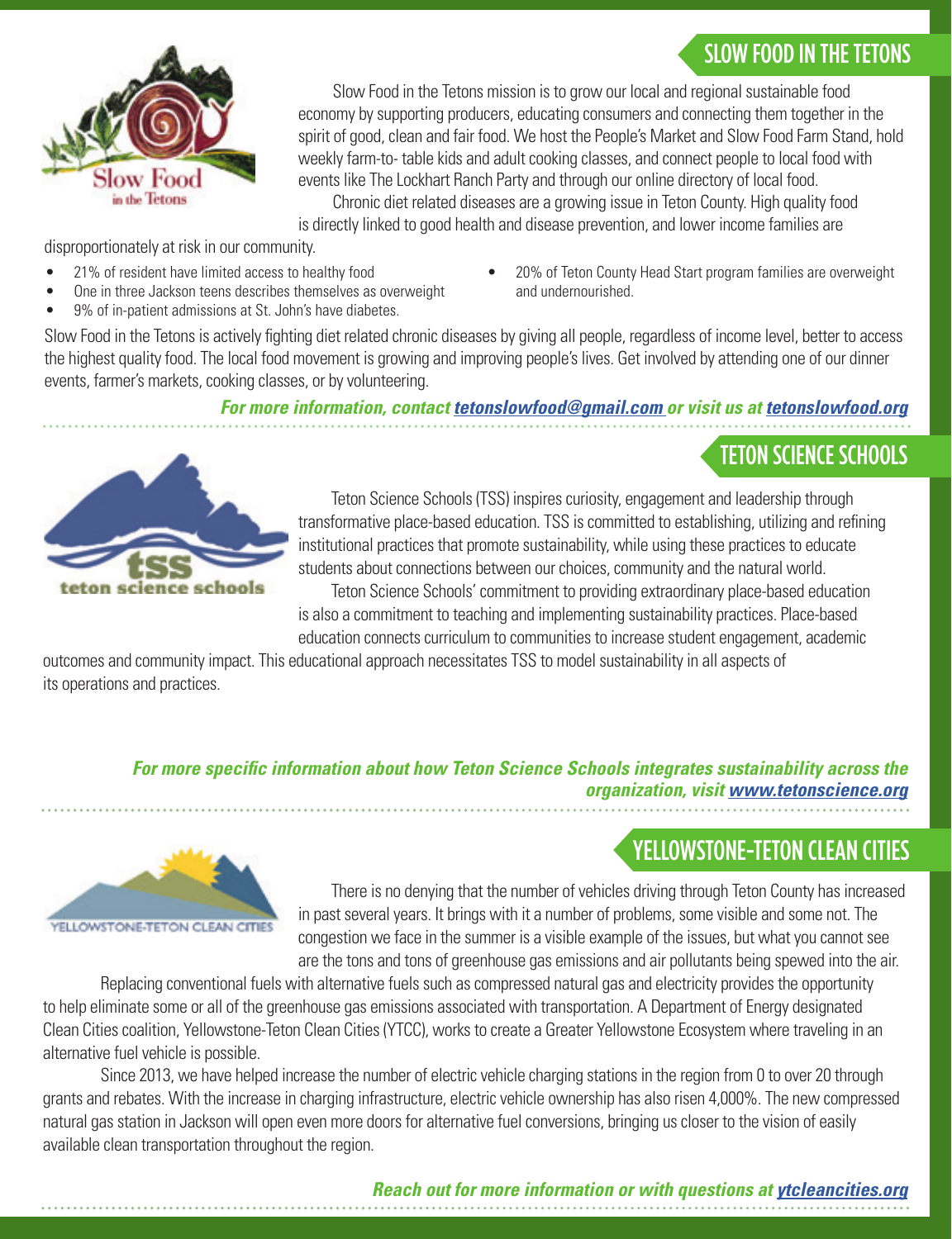## SLOW FOOD IN THE TETONS

Slow Food in the Tetons mission is to grow our local and regional sustainable food economy by supporting producers, educating consumers and connecting them together in the spirit of good, clean and fair food. We host the People's Market and Slow Food Farm Stand, hold weekly farm-to- table kids and adult cooking classes, and connect people to local food with events like The Lockhart Ranch Party and through our online directory of local food.

Chronic diet related diseases are a growing issue in Teton County. High quality food is directly linked to good health and disease prevention, and lower income families are disproportionately at risk in our community.

- 21% of resident have limited access to healthy food
- One in three Jackson teens describes themselves as overweight
- 9% of in-patient admissions at St. John's have diabetes.
- 20% of Teton County Head Start program families are overweight and undernourished.

Slow Food in the Tetons is actively fighting diet related chronic diseases by giving all people, regardless of income level, better to access the highest quality food. The local food movement is growing and improving people's lives. Get involved by attending one of our dinner events, farmer's markets, cooking classes, or by volunteering.

***For more information, contact tetonslowfood@gmail.com or visit us at tetonslowfood.org***

## TETON SCIENCE SCHOOLS

Teton Science Schools (TSS) inspires curiosity, engagement and leadership through transformative place-based education. TSS is committed to establishing, utilizing and refining institutional practices that promote sustainability, while using these practices to educate students about connections between our choices, community and the natural world.

Teton Science Schools' commitment to providing extraordinary place-based education is also a commitment to teaching and implementing sustainability practices. Place-based education connects curriculum to communities to increase student engagement, academic outcomes and community impact. This educational approach necessitates TSS to model sustainability in all aspects of its operations and practices.

***For more specific information about how Teton Science Schools integrates sustainability across the organization, visit www.tetonscience.org***

## YELLOWSTONE-TETON CLEAN CITIES

There is no denying that the number of vehicles driving through Teton County has increased in past several years. It brings with it a number of problems, some visible and some not. The congestion we face in the summer is a visible example of the issues, but what you cannot see are the tons and tons of greenhouse gas emissions and air pollutants being spewed into the air.

Replacing conventional fuels with alternative fuels such as compressed natural gas and electricity provides the opportunity to help eliminate some or all of the greenhouse gas emissions associated with transportation. A Department of Energy designated Clean Cities coalition, Yellowstone-Teton Clean Cities (YTCC), works to create a Greater Yellowstone Ecosystem where traveling in an alternative fuel vehicle is possible.

Since 2013, we have helped increase the number of electric vehicle charging stations in the region from 0 to over 20 through grants and rebates. With the increase in charging infrastructure, electric vehicle ownership has also risen 4,000%. The new compressed natural gas station in Jackson will open even more doors for alternative fuel conversions, bringing us closer to the vision of easily available clean transportation throughout the region.

***Reach out for more information or with questions at ytcleancities.org***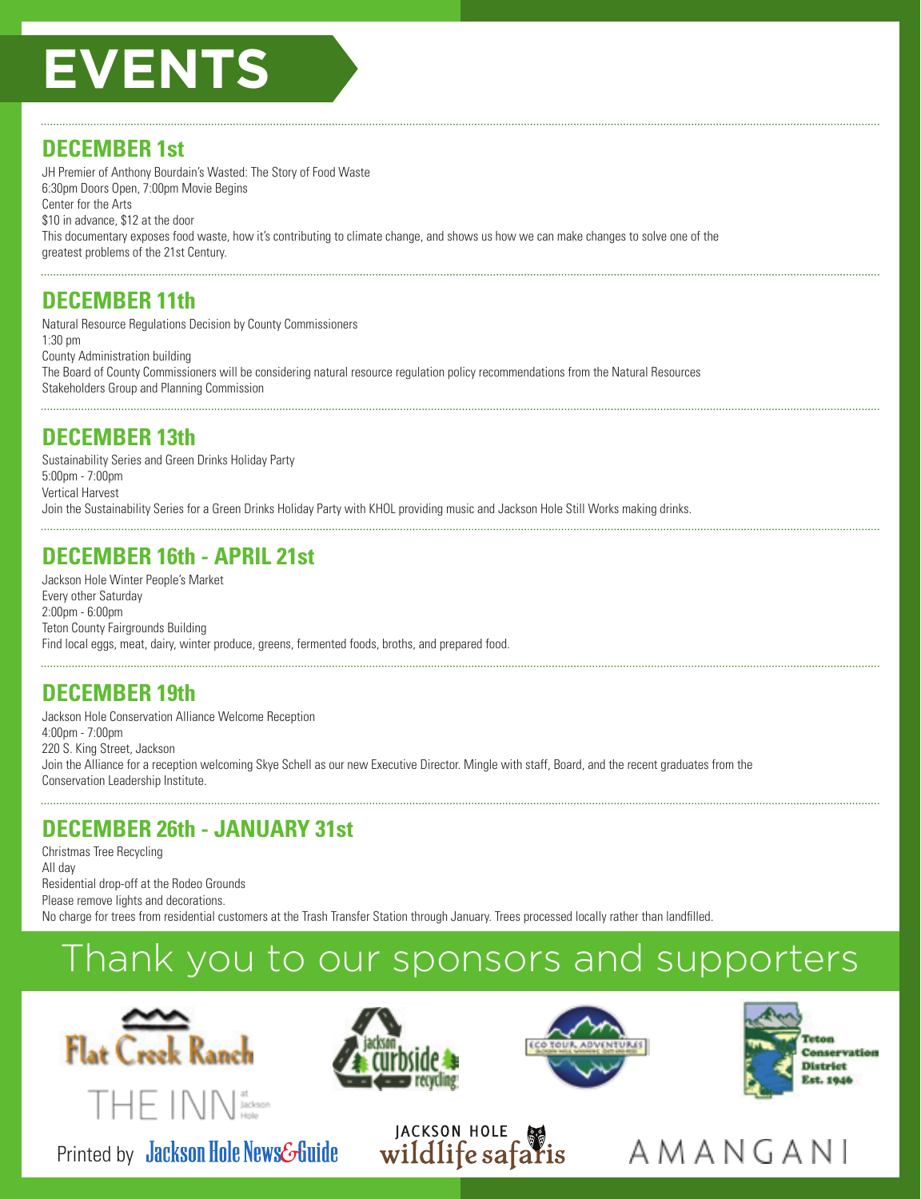# EVENTS

## DECEMBER 1st

JH Premier of Anthony Bourdain's Wasted: The Story of Food Waste
6:30pm Doors Open, 7:00pm Movie Begins
Center for the Arts
$10 in advance, $12 at the door
This documentary exposes food waste, how it's contributing to climate change, and shows us how we can make changes to solve one of the greatest problems of the 21st Century.

## DECEMBER 11th

Natural Resource Regulations Decision by County Commissioners
1:30 pm
County Administration building
The Board of County Commissioners will be considering natural resource regulation policy recommendations from the Natural Resources Stakeholders Group and Planning Commission

## DECEMBER 13th

Sustainability Series and Green Drinks Holiday Party
5:00pm - 7:00pm
Vertical Harvest
Join the Sustainability Series for a Green Drinks Holiday Party with KHOL providing music and Jackson Hole Still Works making drinks.

## DECEMBER 16th - APRIL 21st

Jackson Hole Winter People's Market
Every other Saturday
2:00pm - 6:00pm
Teton County Fairgrounds Building
Find local eggs, meat, dairy, winter produce, greens, fermented foods, broths, and prepared food.

## DECEMBER 19th

Jackson Hole Conservation Alliance Welcome Reception
4:00pm - 7:00pm
220 S. King Street, Jackson
Join the Alliance for a reception welcoming Skye Schell as our new Executive Director. Mingle with staff, Board, and the recent graduates from the Conservation Leadership Institute.

## DECEMBER 26th - JANUARY 31st

Christmas Tree Recycling
All day
Residential drop-off at the Rodeo Grounds
Please remove lights and decorations.
No charge for trees from residential customers at the Trash Transfer Station through January. Trees processed locally rather than landfilled.

# Thank you to our sponsors and supporters

Flat Creek Ranch

THE INN at Jackson Hole

jackson curbside recycling

ECO TOUR ADVENTURES

Teton Conservation District Est. 1946

Printed by Jackson Hole News&Guide

JACKSON HOLE wildlife safaris

AMANGANI